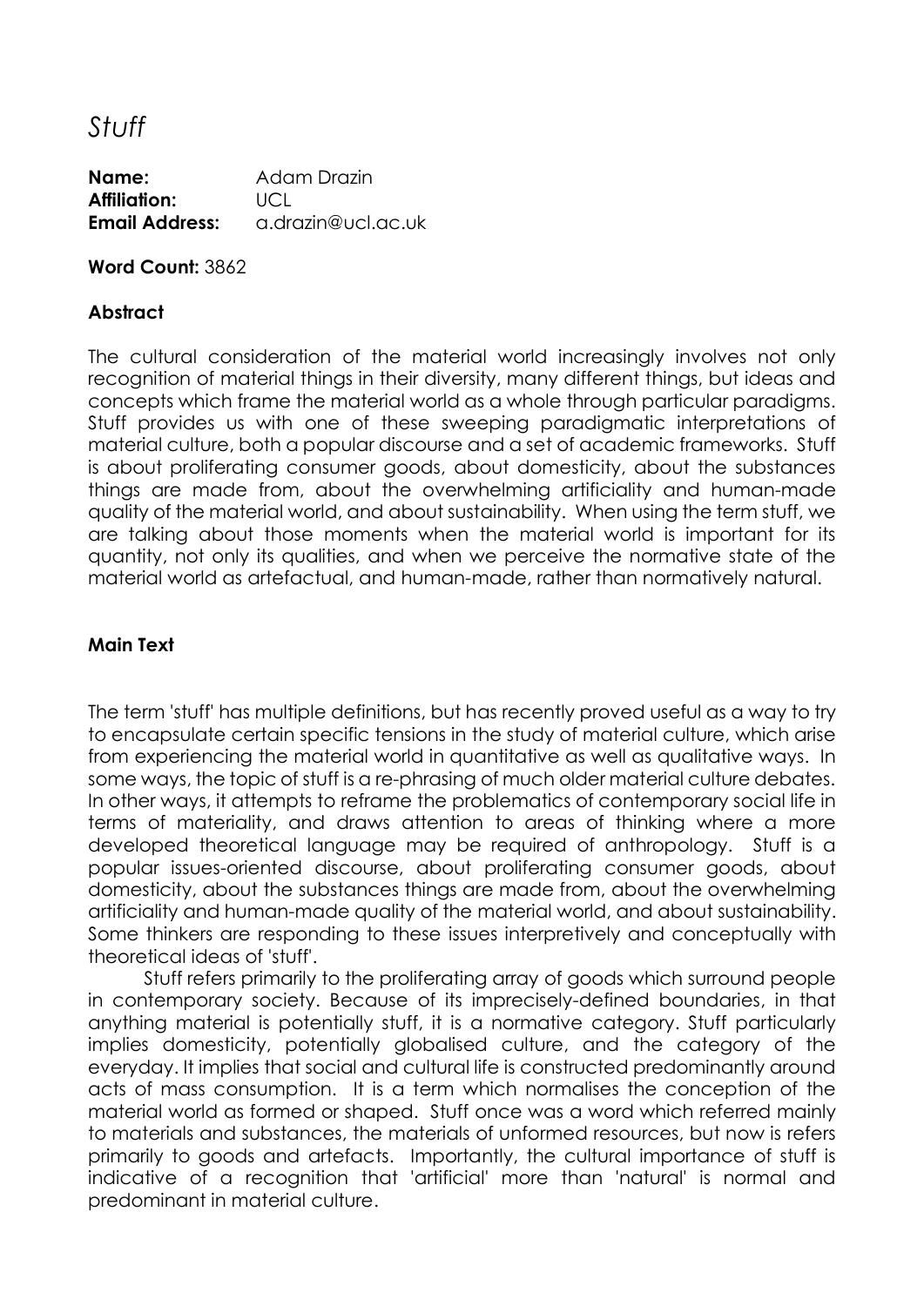# *Stuff*

**Name:** Adam Drazin
**Affiliation:** UCL
**Email Address:** a.drazin@ucl.ac.uk

**Word Count:** 3862

**Abstract**

The cultural consideration of the material world increasingly involves not only recognition of material things in their diversity, many different things, but ideas and concepts which frame the material world as a whole through particular paradigms. Stuff provides us with one of these sweeping paradigmatic interpretations of material culture, both a popular discourse and a set of academic frameworks. Stuff is about proliferating consumer goods, about domesticity, about the substances things are made from, about the overwhelming artificiality and human-made quality of the material world, and about sustainability. When using the term stuff, we are talking about those moments when the material world is important for its quantity, not only its qualities, and when we perceive the normative state of the material world as artefactual, and human-made, rather than normatively natural.

**Main Text**

The term 'stuff' has multiple definitions, but has recently proved useful as a way to try to encapsulate certain specific tensions in the study of material culture, which arise from experiencing the material world in quantitative as well as qualitative ways. In some ways, the topic of stuff is a re-phrasing of much older material culture debates. In other ways, it attempts to reframe the problematics of contemporary social life in terms of materiality, and draws attention to areas of thinking where a more developed theoretical language may be required of anthropology. Stuff is a popular issues-oriented discourse, about proliferating consumer goods, about domesticity, about the substances things are made from, about the overwhelming artificiality and human-made quality of the material world, and about sustainability. Some thinkers are responding to these issues interpretively and conceptually with theoretical ideas of 'stuff'.

Stuff refers primarily to the proliferating array of goods which surround people in contemporary society. Because of its imprecisely-defined boundaries, in that anything material is potentially stuff, it is a normative category. Stuff particularly implies domesticity, potentially globalised culture, and the category of the everyday. It implies that social and cultural life is constructed predominantly around acts of mass consumption. It is a term which normalises the conception of the material world as formed or shaped. Stuff once was a word which referred mainly to materials and substances, the materials of unformed resources, but now is refers primarily to goods and artefacts. Importantly, the cultural importance of stuff is indicative of a recognition that 'artificial' more than 'natural' is normal and predominant in material culture.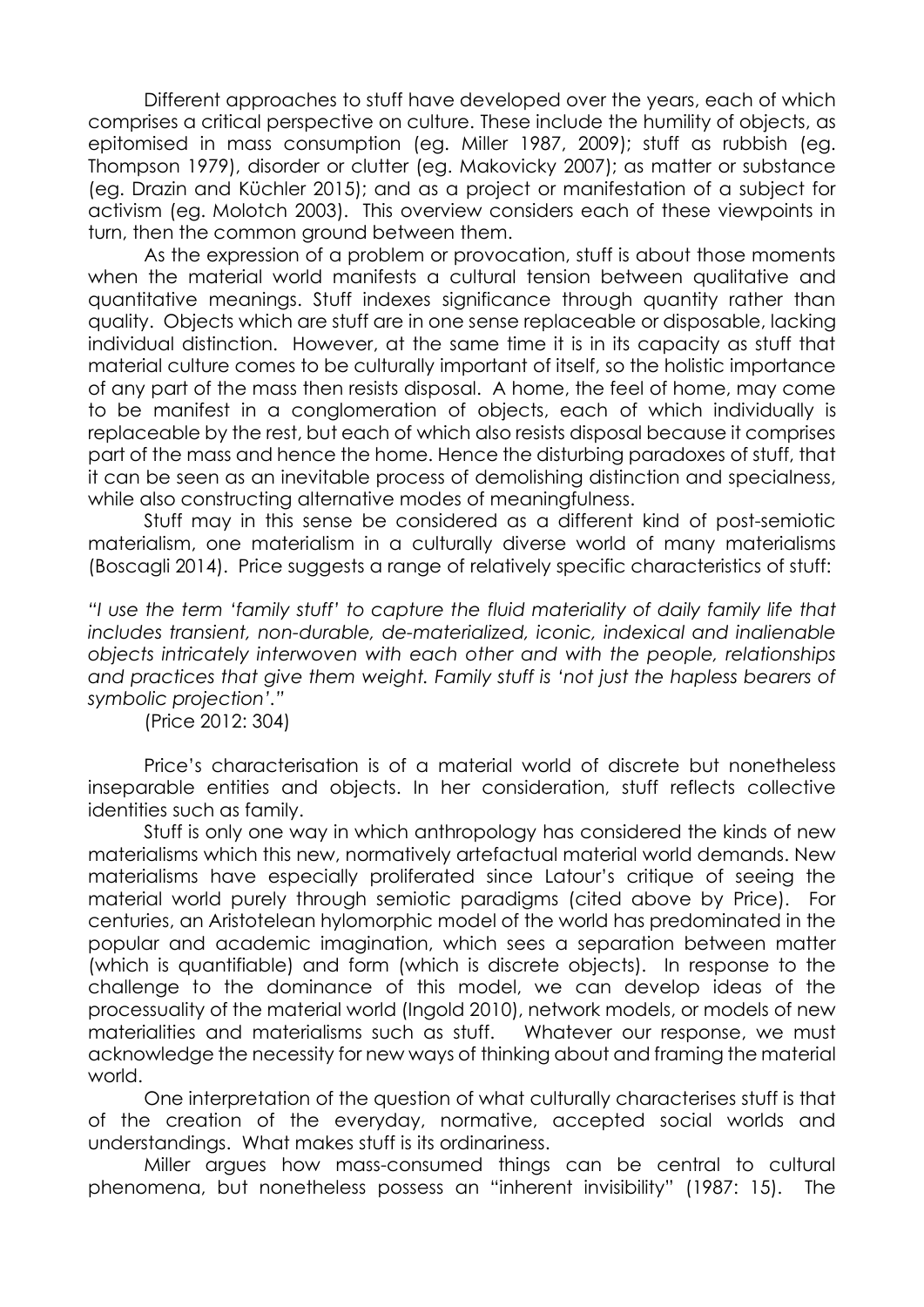Different approaches to stuff have developed over the years, each of which comprises a critical perspective on culture. These include the humility of objects, as epitomised in mass consumption (eg. Miller 1987, 2009); stuff as rubbish (eg. Thompson 1979), disorder or clutter (eg. Makovicky 2007); as matter or substance (eg. Drazin and Küchler 2015); and as a project or manifestation of a subject for activism (eg. Molotch 2003). This overview considers each of these viewpoints in turn, then the common ground between them.

As the expression of a problem or provocation, stuff is about those moments when the material world manifests a cultural tension between qualitative and quantitative meanings. Stuff indexes significance through quantity rather than quality. Objects which are stuff are in one sense replaceable or disposable, lacking individual distinction. However, at the same time it is in its capacity as stuff that material culture comes to be culturally important of itself, so the holistic importance of any part of the mass then resists disposal. A home, the feel of home, may come to be manifest in a conglomeration of objects, each of which individually is replaceable by the rest, but each of which also resists disposal because it comprises part of the mass and hence the home. Hence the disturbing paradoxes of stuff, that it can be seen as an inevitable process of demolishing distinction and specialness, while also constructing alternative modes of meaningfulness.

Stuff may in this sense be considered as a different kind of post-semiotic materialism, one materialism in a culturally diverse world of many materialisms (Boscagli 2014). Price suggests a range of relatively specific characteristics of stuff:

*"I use the term 'family stuff' to capture the fluid materiality of daily family life that includes transient, non-durable, de-materialized, iconic, indexical and inalienable objects intricately interwoven with each other and with the people, relationships and practices that give them weight. Family stuff is 'not just the hapless bearers of symbolic projection'."*

(Price 2012: 304)

Price's characterisation is of a material world of discrete but nonetheless inseparable entities and objects. In her consideration, stuff reflects collective identities such as family.

Stuff is only one way in which anthropology has considered the kinds of new materialisms which this new, normatively artefactual material world demands. New materialisms have especially proliferated since Latour's critique of seeing the material world purely through semiotic paradigms (cited above by Price). For centuries, an Aristotelean hylomorphic model of the world has predominated in the popular and academic imagination, which sees a separation between matter (which is quantifiable) and form (which is discrete objects). In response to the challenge to the dominance of this model, we can develop ideas of the processuality of the material world (Ingold 2010), network models, or models of new materialities and materialisms such as stuff. Whatever our response, we must acknowledge the necessity for new ways of thinking about and framing the material world.

One interpretation of the question of what culturally characterises stuff is that of the creation of the everyday, normative, accepted social worlds and understandings. What makes stuff is its ordinariness.

Miller argues how mass-consumed things can be central to cultural phenomena, but nonetheless possess an "inherent invisibility" (1987: 15). The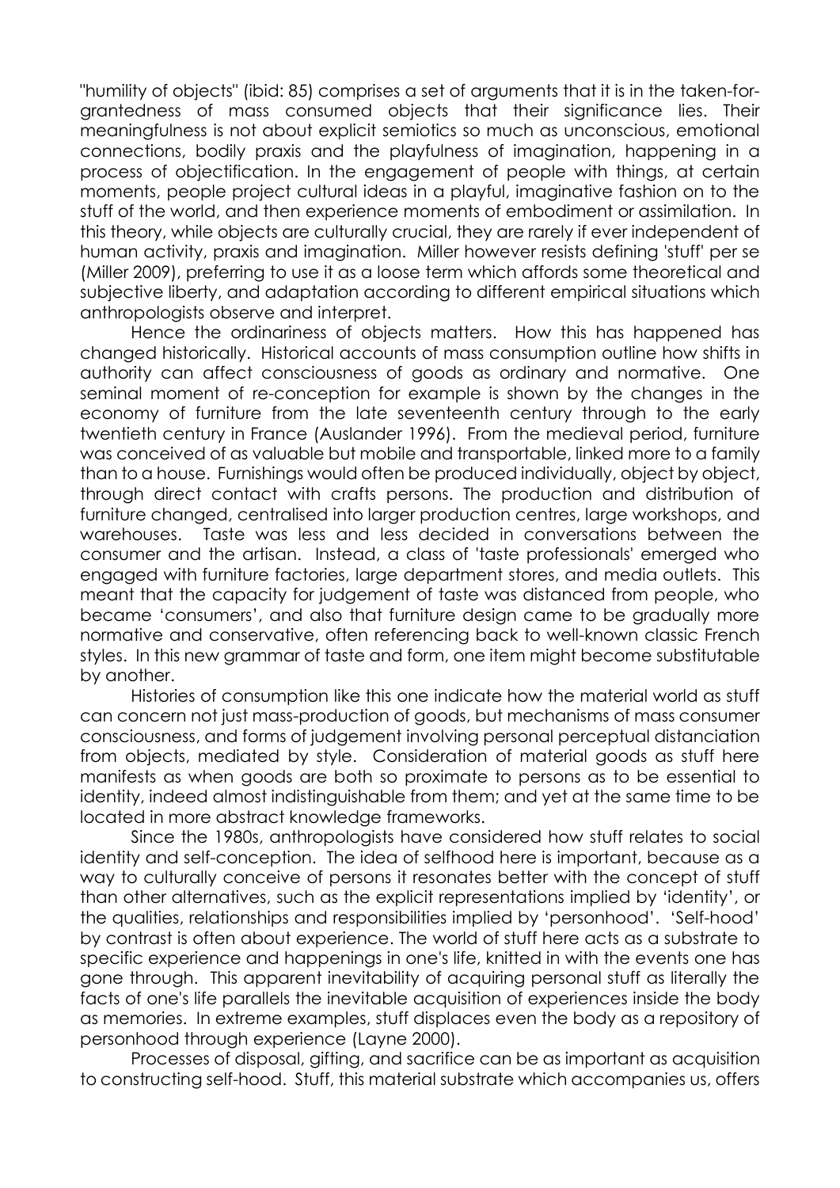"humility of objects" (ibid: 85) comprises a set of arguments that it is in the taken-for-grantedness of mass consumed objects that their significance lies. Their meaningfulness is not about explicit semiotics so much as unconscious, emotional connections, bodily praxis and the playfulness of imagination, happening in a process of objectification. In the engagement of people with things, at certain moments, people project cultural ideas in a playful, imaginative fashion on to the stuff of the world, and then experience moments of embodiment or assimilation. In this theory, while objects are culturally crucial, they are rarely if ever independent of human activity, praxis and imagination. Miller however resists defining 'stuff' per se (Miller 2009), preferring to use it as a loose term which affords some theoretical and subjective liberty, and adaptation according to different empirical situations which anthropologists observe and interpret.

Hence the ordinariness of objects matters. How this has happened has changed historically. Historical accounts of mass consumption outline how shifts in authority can affect consciousness of goods as ordinary and normative. One seminal moment of re-conception for example is shown by the changes in the economy of furniture from the late seventeenth century through to the early twentieth century in France (Auslander 1996). From the medieval period, furniture was conceived of as valuable but mobile and transportable, linked more to a family than to a house. Furnishings would often be produced individually, object by object, through direct contact with crafts persons. The production and distribution of furniture changed, centralised into larger production centres, large workshops, and warehouses. Taste was less and less decided in conversations between the consumer and the artisan. Instead, a class of 'taste professionals' emerged who engaged with furniture factories, large department stores, and media outlets. This meant that the capacity for judgement of taste was distanced from people, who became 'consumers', and also that furniture design came to be gradually more normative and conservative, often referencing back to well-known classic French styles. In this new grammar of taste and form, one item might become substitutable by another.

Histories of consumption like this one indicate how the material world as stuff can concern not just mass-production of goods, but mechanisms of mass consumer consciousness, and forms of judgement involving personal perceptual distanciation from objects, mediated by style. Consideration of material goods as stuff here manifests as when goods are both so proximate to persons as to be essential to identity, indeed almost indistinguishable from them; and yet at the same time to be located in more abstract knowledge frameworks.

Since the 1980s, anthropologists have considered how stuff relates to social identity and self-conception. The idea of selfhood here is important, because as a way to culturally conceive of persons it resonates better with the concept of stuff than other alternatives, such as the explicit representations implied by 'identity', or the qualities, relationships and responsibilities implied by 'personhood'. 'Self-hood' by contrast is often about experience. The world of stuff here acts as a substrate to specific experience and happenings in one's life, knitted in with the events one has gone through. This apparent inevitability of acquiring personal stuff as literally the facts of one's life parallels the inevitable acquisition of experiences inside the body as memories. In extreme examples, stuff displaces even the body as a repository of personhood through experience (Layne 2000).

Processes of disposal, gifting, and sacrifice can be as important as acquisition to constructing self-hood. Stuff, this material substrate which accompanies us, offers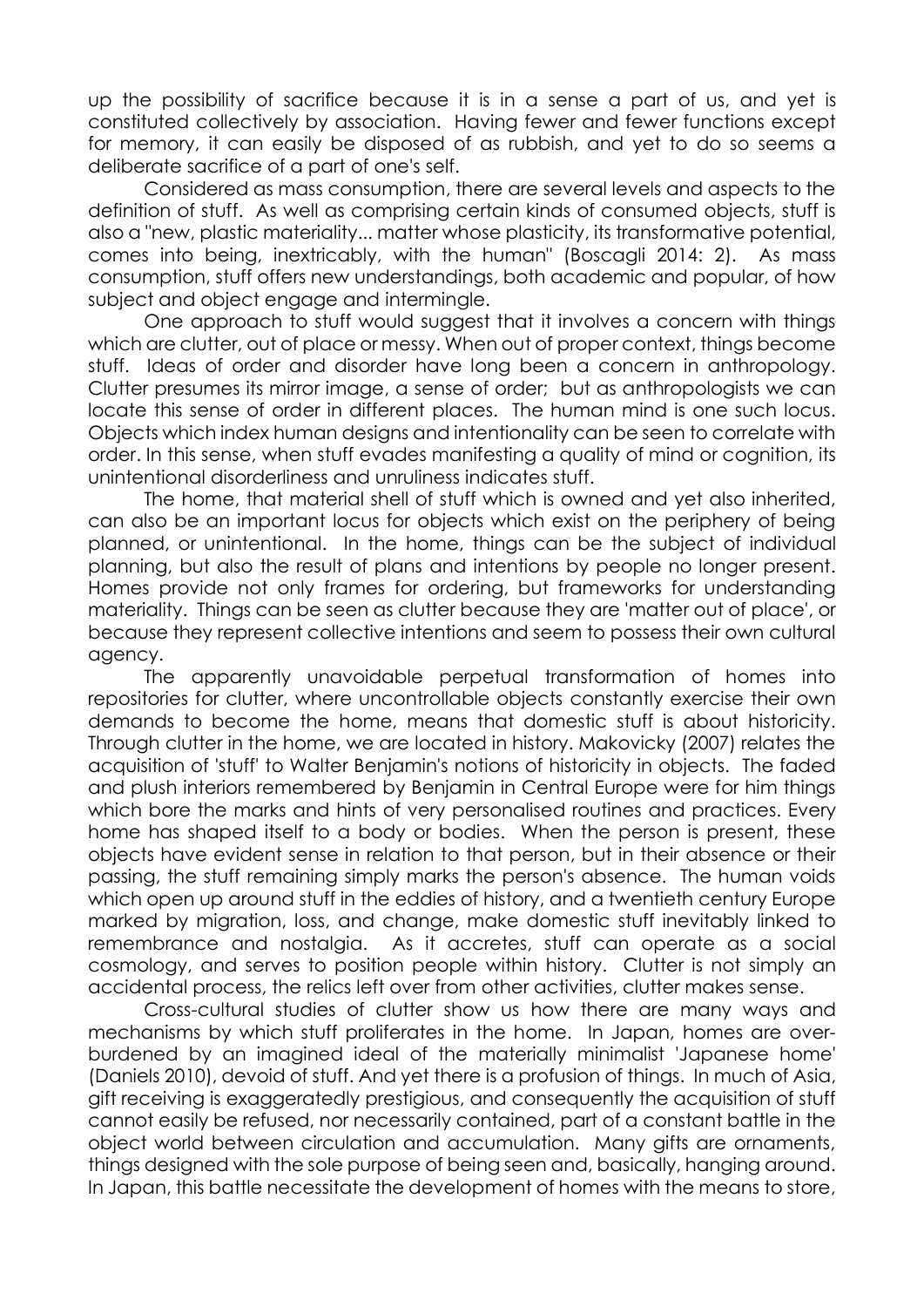up the possibility of sacrifice because it is in a sense a part of us, and yet is constituted collectively by association. Having fewer and fewer functions except for memory, it can easily be disposed of as rubbish, and yet to do so seems a deliberate sacrifice of a part of one's self.

Considered as mass consumption, there are several levels and aspects to the definition of stuff. As well as comprising certain kinds of consumed objects, stuff is also a "new, plastic materiality... matter whose plasticity, its transformative potential, comes into being, inextricably, with the human" (Boscagli 2014: 2). As mass consumption, stuff offers new understandings, both academic and popular, of how subject and object engage and intermingle.

One approach to stuff would suggest that it involves a concern with things which are clutter, out of place or messy. When out of proper context, things become stuff. Ideas of order and disorder have long been a concern in anthropology. Clutter presumes its mirror image, a sense of order; but as anthropologists we can locate this sense of order in different places. The human mind is one such locus. Objects which index human designs and intentionality can be seen to correlate with order. In this sense, when stuff evades manifesting a quality of mind or cognition, its unintentional disorderliness and unruliness indicates stuff.

The home, that material shell of stuff which is owned and yet also inherited, can also be an important locus for objects which exist on the periphery of being planned, or unintentional. In the home, things can be the subject of individual planning, but also the result of plans and intentions by people no longer present. Homes provide not only frames for ordering, but frameworks for understanding materiality. Things can be seen as clutter because they are 'matter out of place', or because they represent collective intentions and seem to possess their own cultural agency.

The apparently unavoidable perpetual transformation of homes into repositories for clutter, where uncontrollable objects constantly exercise their own demands to become the home, means that domestic stuff is about historicity. Through clutter in the home, we are located in history. Makovicky (2007) relates the acquisition of 'stuff' to Walter Benjamin's notions of historicity in objects. The faded and plush interiors remembered by Benjamin in Central Europe were for him things which bore the marks and hints of very personalised routines and practices. Every home has shaped itself to a body or bodies. When the person is present, these objects have evident sense in relation to that person, but in their absence or their passing, the stuff remaining simply marks the person's absence. The human voids which open up around stuff in the eddies of history, and a twentieth century Europe marked by migration, loss, and change, make domestic stuff inevitably linked to remembrance and nostalgia. As it accretes, stuff can operate as a social cosmology, and serves to position people within history. Clutter is not simply an accidental process, the relics left over from other activities, clutter makes sense.

Cross-cultural studies of clutter show us how there are many ways and mechanisms by which stuff proliferates in the home. In Japan, homes are over-burdened by an imagined ideal of the materially minimalist 'Japanese home' (Daniels 2010), devoid of stuff. And yet there is a profusion of things. In much of Asia, gift receiving is exaggeratedly prestigious, and consequently the acquisition of stuff cannot easily be refused, nor necessarily contained, part of a constant battle in the object world between circulation and accumulation. Many gifts are ornaments, things designed with the sole purpose of being seen and, basically, hanging around. In Japan, this battle necessitate the development of homes with the means to store,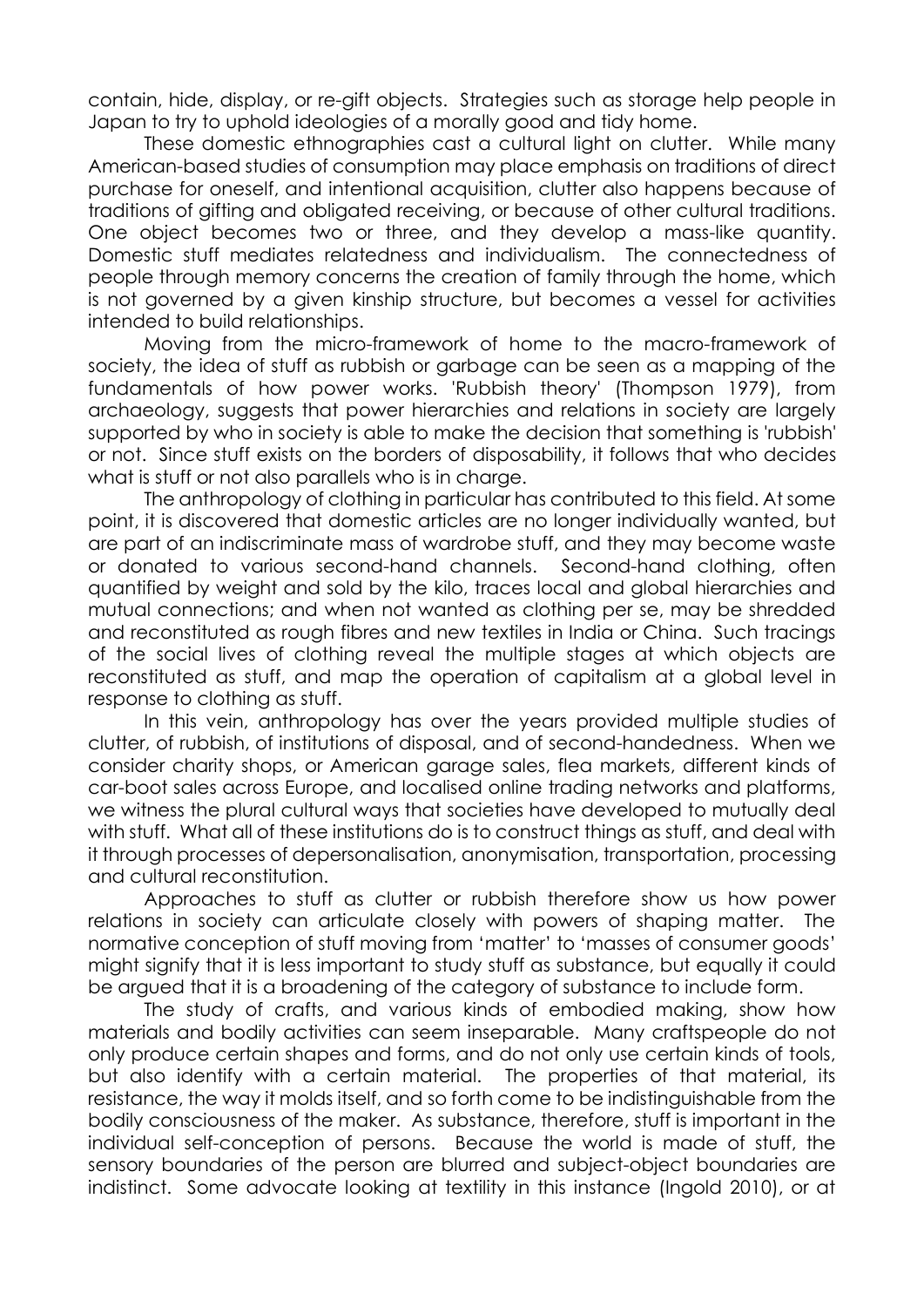contain, hide, display, or re-gift objects. Strategies such as storage help people in Japan to try to uphold ideologies of a morally good and tidy home.

These domestic ethnographies cast a cultural light on clutter. While many American-based studies of consumption may place emphasis on traditions of direct purchase for oneself, and intentional acquisition, clutter also happens because of traditions of gifting and obligated receiving, or because of other cultural traditions. One object becomes two or three, and they develop a mass-like quantity. Domestic stuff mediates relatedness and individualism. The connectedness of people through memory concerns the creation of family through the home, which is not governed by a given kinship structure, but becomes a vessel for activities intended to build relationships.

Moving from the micro-framework of home to the macro-framework of society, the idea of stuff as rubbish or garbage can be seen as a mapping of the fundamentals of how power works. 'Rubbish theory' (Thompson 1979), from archaeology, suggests that power hierarchies and relations in society are largely supported by who in society is able to make the decision that something is 'rubbish' or not. Since stuff exists on the borders of disposability, it follows that who decides what is stuff or not also parallels who is in charge.

The anthropology of clothing in particular has contributed to this field. At some point, it is discovered that domestic articles are no longer individually wanted, but are part of an indiscriminate mass of wardrobe stuff, and they may become waste or donated to various second-hand channels. Second-hand clothing, often quantified by weight and sold by the kilo, traces local and global hierarchies and mutual connections; and when not wanted as clothing per se, may be shredded and reconstituted as rough fibres and new textiles in India or China. Such tracings of the social lives of clothing reveal the multiple stages at which objects are reconstituted as stuff, and map the operation of capitalism at a global level in response to clothing as stuff.

In this vein, anthropology has over the years provided multiple studies of clutter, of rubbish, of institutions of disposal, and of second-handedness. When we consider charity shops, or American garage sales, flea markets, different kinds of car-boot sales across Europe, and localised online trading networks and platforms, we witness the plural cultural ways that societies have developed to mutually deal with stuff. What all of these institutions do is to construct things as stuff, and deal with it through processes of depersonalisation, anonymisation, transportation, processing and cultural reconstitution.

Approaches to stuff as clutter or rubbish therefore show us how power relations in society can articulate closely with powers of shaping matter. The normative conception of stuff moving from 'matter' to 'masses of consumer goods' might signify that it is less important to study stuff as substance, but equally it could be argued that it is a broadening of the category of substance to include form.

The study of crafts, and various kinds of embodied making, show how materials and bodily activities can seem inseparable. Many craftspeople do not only produce certain shapes and forms, and do not only use certain kinds of tools, but also identify with a certain material. The properties of that material, its resistance, the way it molds itself, and so forth come to be indistinguishable from the bodily consciousness of the maker. As substance, therefore, stuff is important in the individual self-conception of persons. Because the world is made of stuff, the sensory boundaries of the person are blurred and subject-object boundaries are indistinct. Some advocate looking at textility in this instance (Ingold 2010), or at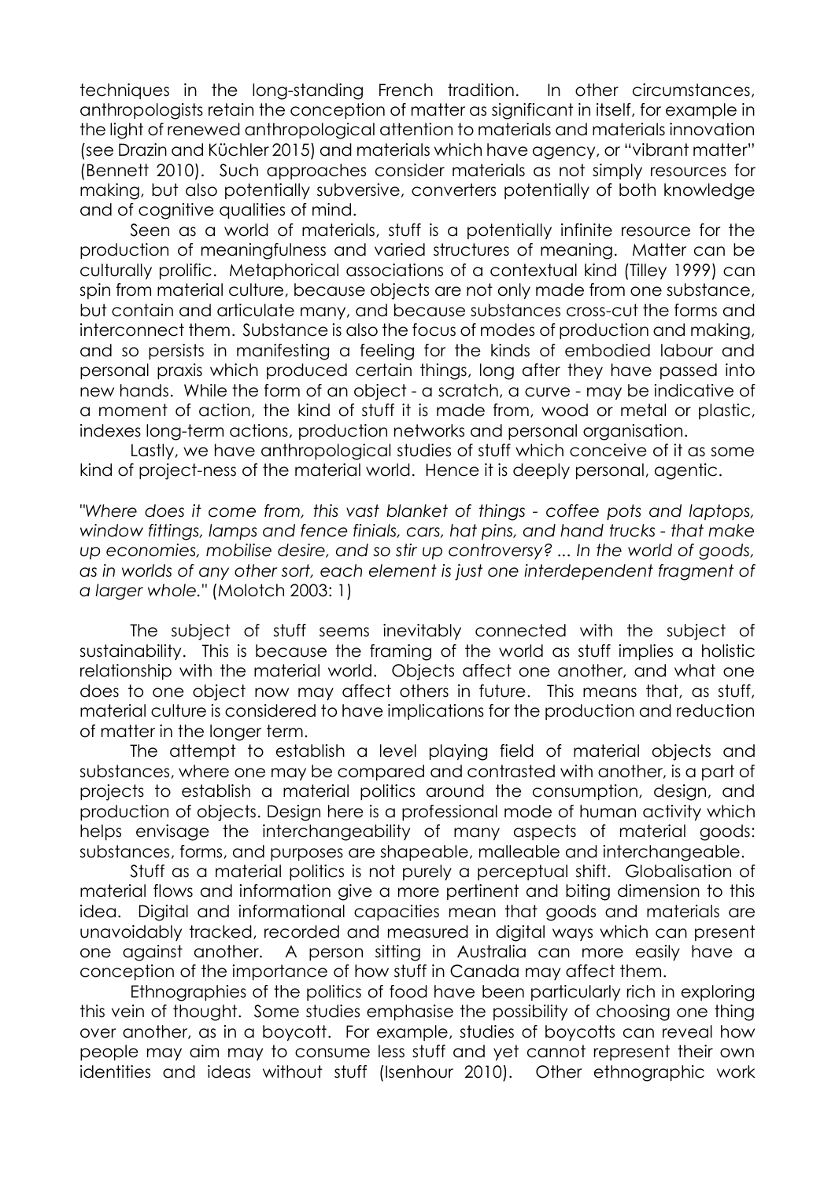techniques in the long-standing French tradition. In other circumstances, anthropologists retain the conception of matter as significant in itself, for example in the light of renewed anthropological attention to materials and materials innovation (see Drazin and Küchler 2015) and materials which have agency, or "vibrant matter" (Bennett 2010). Such approaches consider materials as not simply resources for making, but also potentially subversive, converters potentially of both knowledge and of cognitive qualities of mind.

Seen as a world of materials, stuff is a potentially infinite resource for the production of meaningfulness and varied structures of meaning. Matter can be culturally prolific. Metaphorical associations of a contextual kind (Tilley 1999) can spin from material culture, because objects are not only made from one substance, but contain and articulate many, and because substances cross-cut the forms and interconnect them. Substance is also the focus of modes of production and making, and so persists in manifesting a feeling for the kinds of embodied labour and personal praxis which produced certain things, long after they have passed into new hands. While the form of an object - a scratch, a curve - may be indicative of a moment of action, the kind of stuff it is made from, wood or metal or plastic, indexes long-term actions, production networks and personal organisation.

Lastly, we have anthropological studies of stuff which conceive of it as some kind of project-ness of the material world. Hence it is deeply personal, agentic.

"*Where does it come from, this vast blanket of things - coffee pots and laptops, window fittings, lamps and fence finials, cars, hat pins, and hand trucks - that make up economies, mobilise desire, and so stir up controversy? ... In the world of goods, as in worlds of any other sort, each element is just one interdependent fragment of a larger whole.*" (Molotch 2003: 1)

The subject of stuff seems inevitably connected with the subject of sustainability. This is because the framing of the world as stuff implies a holistic relationship with the material world. Objects affect one another, and what one does to one object now may affect others in future. This means that, as stuff, material culture is considered to have implications for the production and reduction of matter in the longer term.

The attempt to establish a level playing field of material objects and substances, where one may be compared and contrasted with another, is a part of projects to establish a material politics around the consumption, design, and production of objects. Design here is a professional mode of human activity which helps envisage the interchangeability of many aspects of material goods: substances, forms, and purposes are shapeable, malleable and interchangeable.

Stuff as a material politics is not purely a perceptual shift. Globalisation of material flows and information give a more pertinent and biting dimension to this idea. Digital and informational capacities mean that goods and materials are unavoidably tracked, recorded and measured in digital ways which can present one against another. A person sitting in Australia can more easily have a conception of the importance of how stuff in Canada may affect them.

Ethnographies of the politics of food have been particularly rich in exploring this vein of thought. Some studies emphasise the possibility of choosing one thing over another, as in a boycott. For example, studies of boycotts can reveal how people may aim may to consume less stuff and yet cannot represent their own identities and ideas without stuff (Isenhour 2010). Other ethnographic work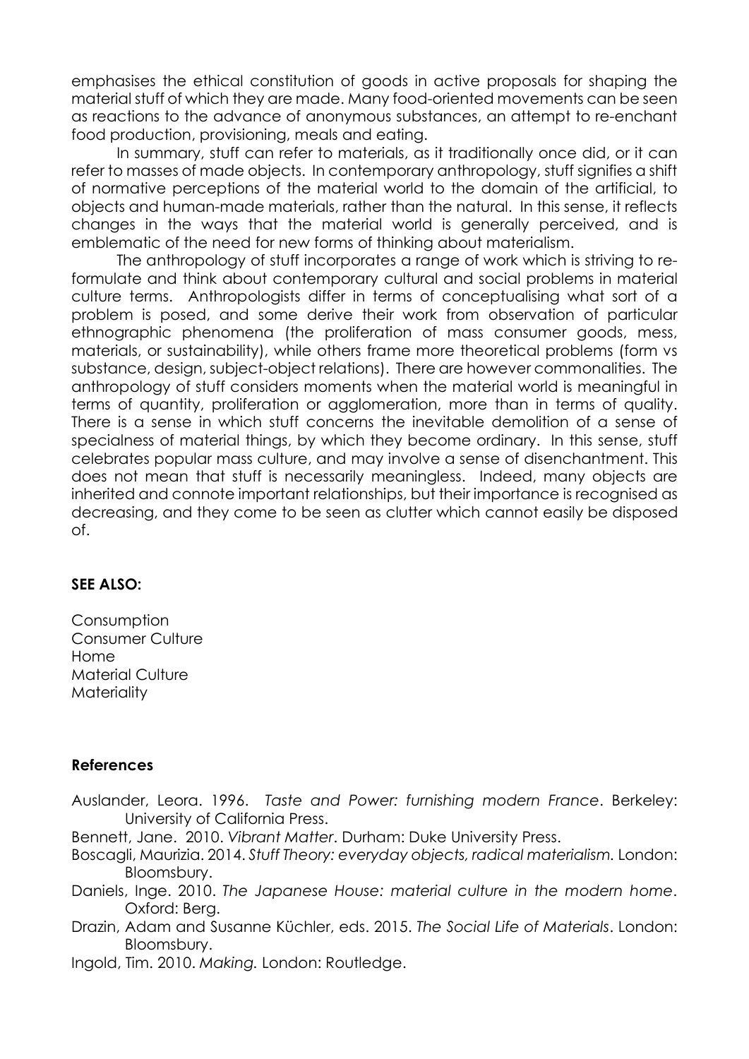emphasises the ethical constitution of goods in active proposals for shaping the material stuff of which they are made. Many food-oriented movements can be seen as reactions to the advance of anonymous substances, an attempt to re-enchant food production, provisioning, meals and eating.

In summary, stuff can refer to materials, as it traditionally once did, or it can refer to masses of made objects. In contemporary anthropology, stuff signifies a shift of normative perceptions of the material world to the domain of the artificial, to objects and human-made materials, rather than the natural. In this sense, it reflects changes in the ways that the material world is generally perceived, and is emblematic of the need for new forms of thinking about materialism.

The anthropology of stuff incorporates a range of work which is striving to re-formulate and think about contemporary cultural and social problems in material culture terms. Anthropologists differ in terms of conceptualising what sort of a problem is posed, and some derive their work from observation of particular ethnographic phenomena (the proliferation of mass consumer goods, mess, materials, or sustainability), while others frame more theoretical problems (form vs substance, design, subject-object relations). There are however commonalities. The anthropology of stuff considers moments when the material world is meaningful in terms of quantity, proliferation or agglomeration, more than in terms of quality. There is a sense in which stuff concerns the inevitable demolition of a sense of specialness of material things, by which they become ordinary. In this sense, stuff celebrates popular mass culture, and may involve a sense of disenchantment. This does not mean that stuff is necessarily meaningless. Indeed, many objects are inherited and connote important relationships, but their importance is recognised as decreasing, and they come to be seen as clutter which cannot easily be disposed of.

**SEE ALSO:**

Consumption
Consumer Culture
Home
Material Culture
Materiality

## References

Auslander, Leora. 1996. *Taste and Power: furnishing modern France*. Berkeley: University of California Press.

Bennett, Jane. 2010. *Vibrant Matter*. Durham: Duke University Press.

Boscagli, Maurizia. 2014. *Stuff Theory: everyday objects, radical materialism.* London: Bloomsbury.

Daniels, Inge. 2010. *The Japanese House: material culture in the modern home*. Oxford: Berg.

Drazin, Adam and Susanne Küchler, eds. 2015. *The Social Life of Materials*. London: Bloomsbury.

Ingold, Tim. 2010. *Making.* London: Routledge.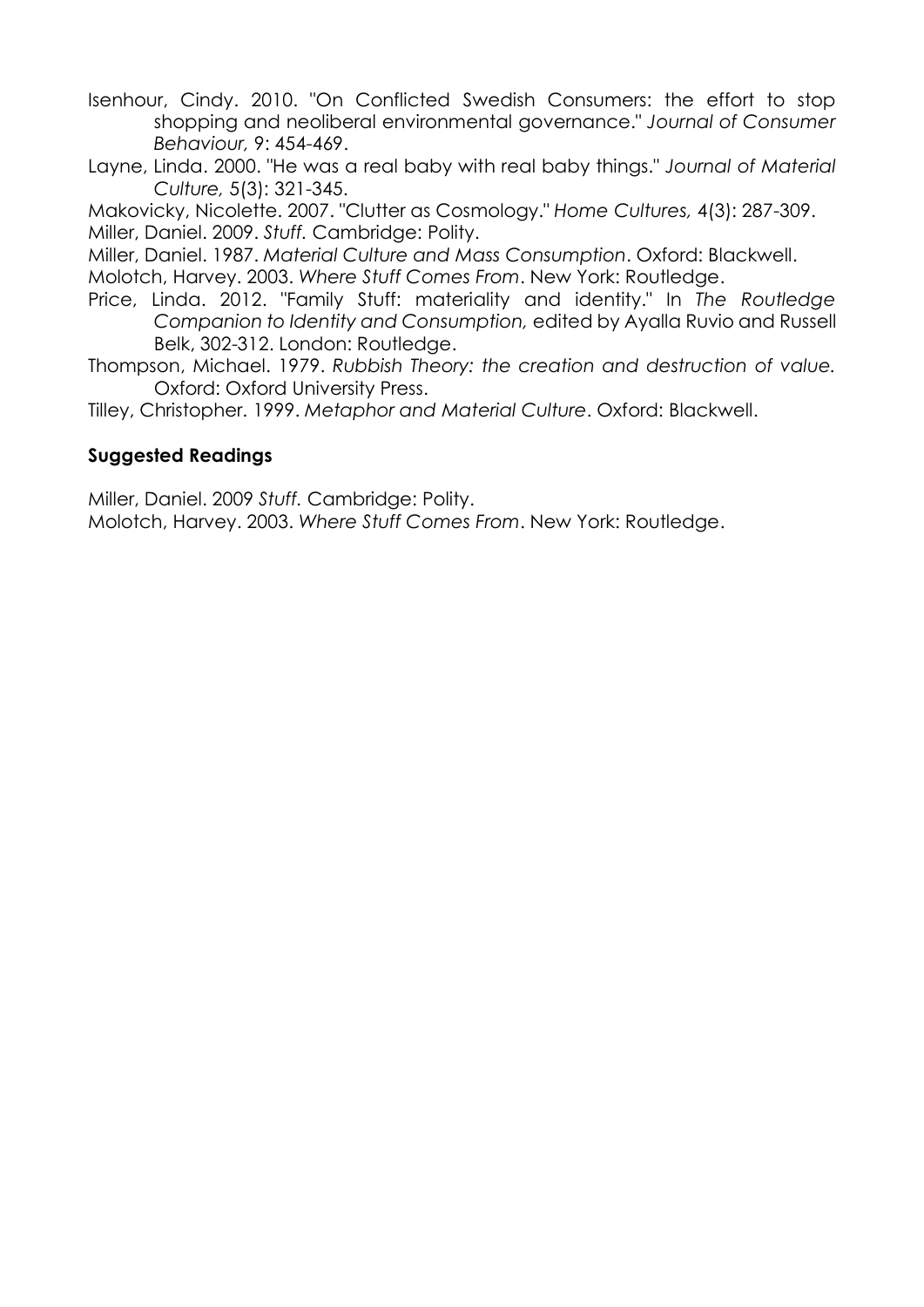Isenhour, Cindy. 2010. "On Conflicted Swedish Consumers: the effort to stop shopping and neoliberal environmental governance." *Journal of Consumer Behaviour,* 9: 454-469.

Layne, Linda. 2000. "He was a real baby with real baby things." *Journal of Material Culture,* 5(3): 321-345.

Makovicky, Nicolette. 2007. "Clutter as Cosmology." *Home Cultures,* 4(3): 287-309.

Miller, Daniel. 2009. *Stuff.* Cambridge: Polity.

Miller, Daniel. 1987. *Material Culture and Mass Consumption*. Oxford: Blackwell.

Molotch, Harvey. 2003. *Where Stuff Comes From*. New York: Routledge.

Price, Linda. 2012. "Family Stuff: materiality and identity." In *The Routledge Companion to Identity and Consumption,* edited by Ayalla Ruvio and Russell Belk, 302-312. London: Routledge.

Thompson, Michael. 1979. *Rubbish Theory: the creation and destruction of value.* Oxford: Oxford University Press.

Tilley, Christopher. 1999. *Metaphor and Material Culture*. Oxford: Blackwell.

**Suggested Readings**

Miller, Daniel. 2009 *Stuff.* Cambridge: Polity.

Molotch, Harvey. 2003. *Where Stuff Comes From*. New York: Routledge.